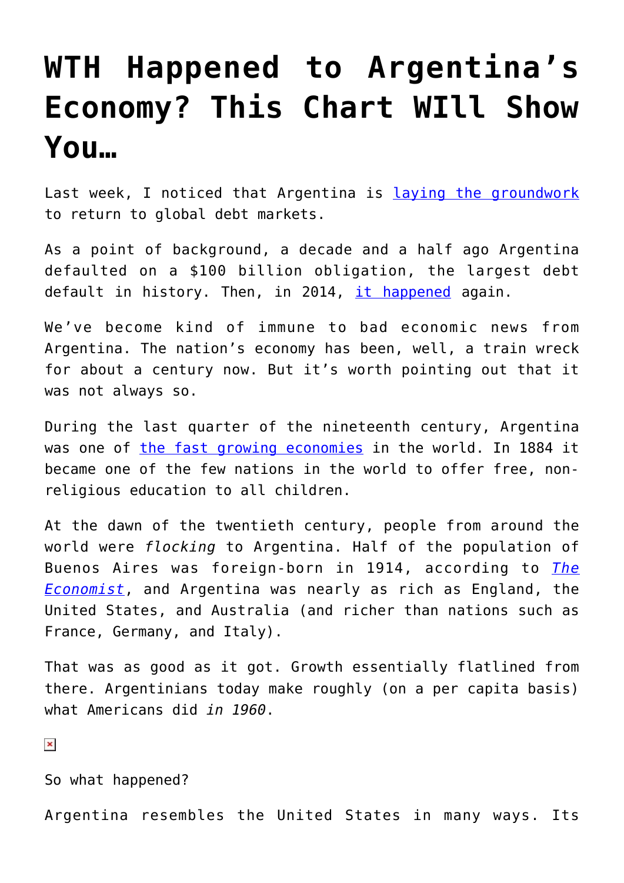# WTH Happened to Argentina's Economy? This Chart WIll Show You…

Last week, I noticed that Argentina is laying the groundwork to return to global debt markets.

As a point of background, a decade and a half ago Argentina defaulted on a $100 billion obligation, the largest debt default in history. Then, in 2014, it happened again.

We've become kind of immune to bad economic news from Argentina. The nation's economy has been, well, a train wreck for about a century now. But it's worth pointing out that it was not always so.

During the last quarter of the nineteenth century, Argentina was one of the fast growing economies in the world. In 1884 it became one of the few nations in the world to offer free, non-religious education to all children.

At the dawn of the twentieth century, people from around the world were *flocking* to Argentina. Half of the population of Buenos Aires was foreign-born in 1914, according to *The Economist*, and Argentina was nearly as rich as England, the United States, and Australia (and richer than nations such as France, Germany, and Italy).

That was as good as it got. Growth essentially flatlined from there. Argentinians today make roughly (on a per capita basis) what Americans did *in 1960*.

So what happened?

Argentina resembles the United States in many ways. Its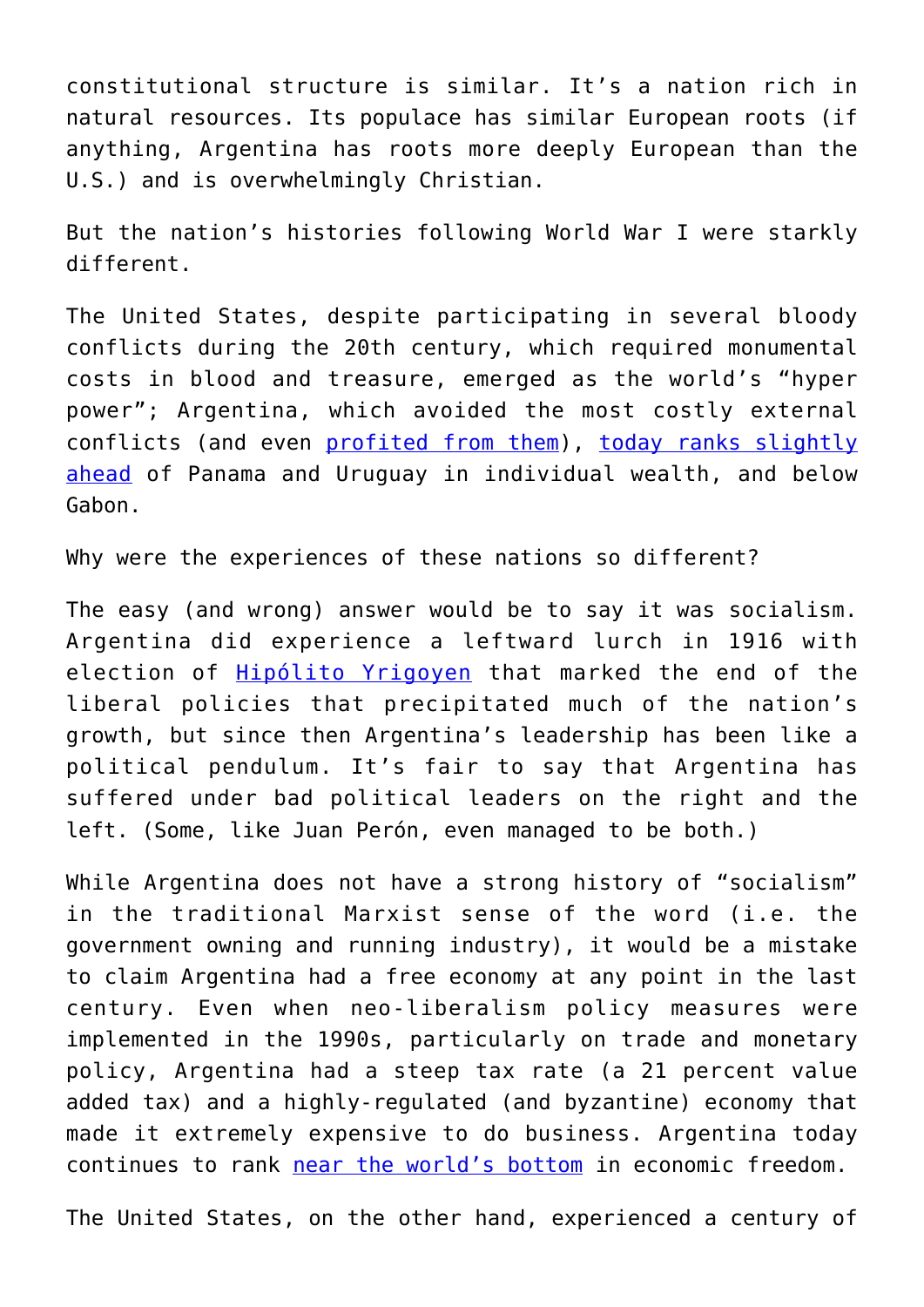constitutional structure is similar. It's a nation rich in natural resources. Its populace has similar European roots (if anything, Argentina has roots more deeply European than the U.S.) and is overwhelmingly Christian.

But the nation's histories following World War I were starkly different.

The United States, despite participating in several bloody conflicts during the 20th century, which required monumental costs in blood and treasure, emerged as the world's "hyper power"; Argentina, which avoided the most costly external conflicts (and even profited from them), today ranks slightly ahead of Panama and Uruguay in individual wealth, and below Gabon.

Why were the experiences of these nations so different?

The easy (and wrong) answer would be to say it was socialism. Argentina did experience a leftward lurch in 1916 with election of Hipólito Yrigoyen that marked the end of the liberal policies that precipitated much of the nation's growth, but since then Argentina's leadership has been like a political pendulum. It's fair to say that Argentina has suffered under bad political leaders on the right and the left. (Some, like Juan Perón, even managed to be both.)

While Argentina does not have a strong history of "socialism" in the traditional Marxist sense of the word (i.e. the government owning and running industry), it would be a mistake to claim Argentina had a free economy at any point in the last century. Even when neo-liberalism policy measures were implemented in the 1990s, particularly on trade and monetary policy, Argentina had a steep tax rate (a 21 percent value added tax) and a highly-regulated (and byzantine) economy that made it extremely expensive to do business. Argentina today continues to rank near the world's bottom in economic freedom.

The United States, on the other hand, experienced a century of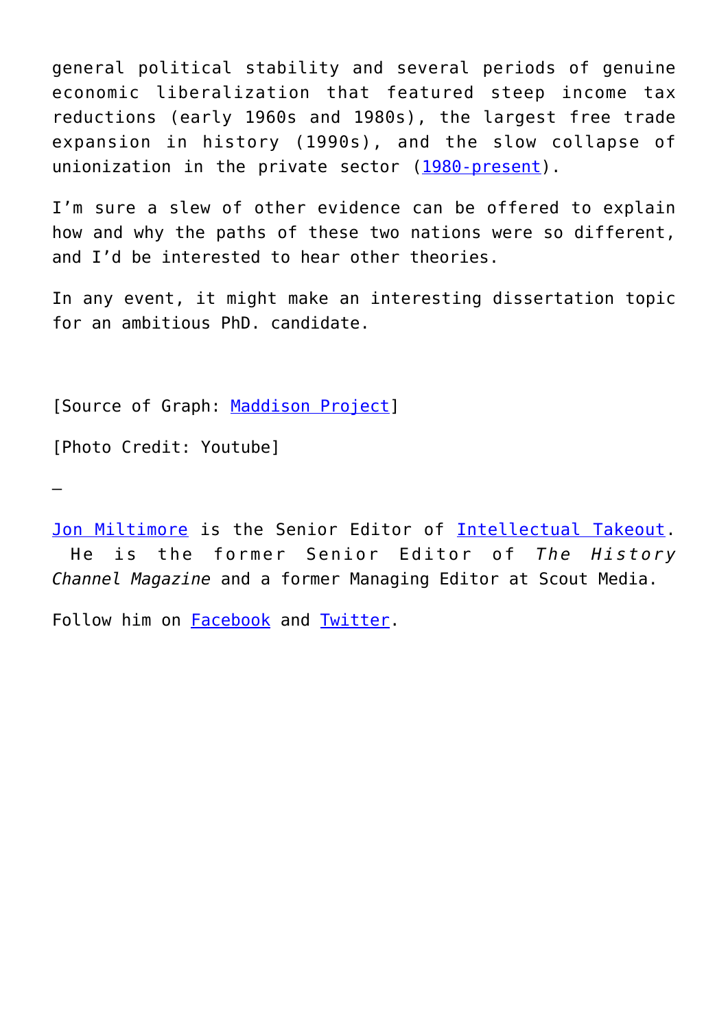general political stability and several periods of genuine economic liberalization that featured steep income tax reductions (early 1960s and 1980s), the largest free trade expansion in history (1990s), and the slow collapse of unionization in the private sector (1980-present).

I'm sure a slew of other evidence can be offered to explain how and why the paths of these two nations were so different, and I'd be interested to hear other theories.

In any event, it might make an interesting dissertation topic for an ambitious PhD. candidate.

[Source of Graph: Maddison Project]

[Photo Credit: Youtube]

—

Jon Miltimore is the Senior Editor of Intellectual Takeout. He is the former Senior Editor of *The History Channel Magazine* and a former Managing Editor at Scout Media.

Follow him on Facebook and Twitter.